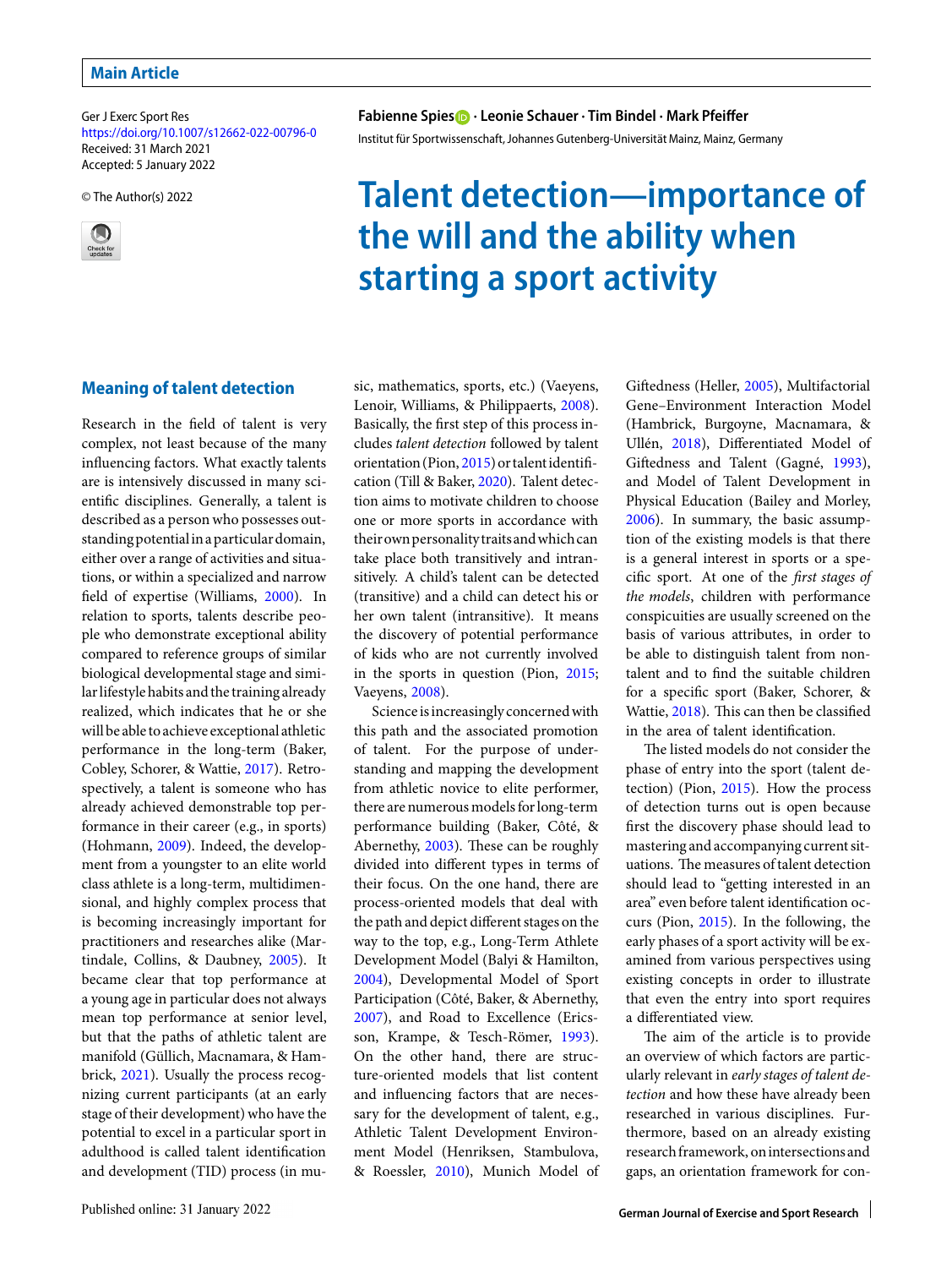Main Article

Ger J Exerc Sport Res
https://doi.org/10.1007/s12662-022-00796-0
Received: 31 March 2021
Accepted: 5 January 2022

© The Author(s) 2022

**Fabienne Spies · Leonie Schauer · Tim Bindel · Mark Pfeiffer**

Institut für Sportwissenschaft, Johannes Gutenberg-Universität Mainz, Mainz, Germany

# Talent detection—importance of the will and the ability when starting a sport activity

## Meaning of talent detection

Research in the field of talent is very complex, not least because of the many influencing factors. What exactly talents are is intensively discussed in many scientific disciplines. Generally, a talent is described as a person who possesses outstanding potential in a particular domain, either over a range of activities and situations, or within a specialized and narrow field of expertise (Williams, 2000). In relation to sports, talents describe people who demonstrate exceptional ability compared to reference groups of similar biological developmental stage and similar lifestyle habits and the training already realized, which indicates that he or she will be able to achieve exceptional athletic performance in the long-term (Baker, Cobley, Schorer, & Wattie, 2017). Retrospectively, a talent is someone who has already achieved demonstrable top performance in their career (e.g., in sports) (Hohmann, 2009). Indeed, the development from a youngster to an elite world class athlete is a long-term, multidimensional, and highly complex process that is becoming increasingly important for practitioners and researches alike (Martindale, Collins, & Daubney, 2005). It became clear that top performance at a young age in particular does not always mean top performance at senior level, but that the paths of athletic talent are manifold (Güllich, Macnamara, & Hambrick, 2021). Usually the process recognizing current participants (at an early stage of their development) who have the potential to excel in a particular sport in adulthood is called talent identification and development (TID) process (in music, mathematics, sports, etc.) (Vaeyens, Lenoir, Williams, & Philippaerts, 2008). Basically, the first step of this process includes *talent detection* followed by talent orientation (Pion, 2015) or talent identification (Till & Baker, 2020). Talent detection aims to motivate children to choose one or more sports in accordance with their own personality traits and which can take place both transitively and intransitively. A child's talent can be detected (transitive) and a child can detect his or her own talent (intransitive). It means the discovery of potential performance of kids who are not currently involved in the sports in question (Pion, 2015; Vaeyens, 2008).

Science is increasingly concerned with this path and the associated promotion of talent. For the purpose of understanding and mapping the development from athletic novice to elite performer, there are numerous models for long-term performance building (Baker, Côté, & Abernethy, 2003). These can be roughly divided into different types in terms of their focus. On the one hand, there are process-oriented models that deal with the path and depict different stages on the way to the top, e.g., Long-Term Athlete Development Model (Balyi & Hamilton, 2004), Developmental Model of Sport Participation (Côté, Baker, & Abernethy, 2007), and Road to Excellence (Ericsson, Krampe, & Tesch-Römer, 1993). On the other hand, there are structure-oriented models that list content and influencing factors that are necessary for the development of talent, e.g., Athletic Talent Development Environment Model (Henriksen, Stambulova, & Roessler, 2010), Munich Model of Giftedness (Heller, 2005), Multifactorial Gene–Environment Interaction Model (Hambrick, Burgoyne, Macnamara, & Ullén, 2018), Differentiated Model of Giftedness and Talent (Gagné, 1993), and Model of Talent Development in Physical Education (Bailey and Morley, 2006). In summary, the basic assumption of the existing models is that there is a general interest in sports or a specific sport. At one of the *first stages of the models*, children with performance conspicuities are usually screened on the basis of various attributes, in order to be able to distinguish talent from non-talent and to find the suitable children for a specific sport (Baker, Schorer, & Wattie, 2018). This can then be classified in the area of talent identification.

The listed models do not consider the phase of entry into the sport (talent detection) (Pion, 2015). How the process of detection turns out is open because first the discovery phase should lead to mastering and accompanying current situations. The measures of talent detection should lead to "getting interested in an area" even before talent identification occurs (Pion, 2015). In the following, the early phases of a sport activity will be examined from various perspectives using existing concepts in order to illustrate that even the entry into sport requires a differentiated view.

The aim of the article is to provide an overview of which factors are particularly relevant in *early stages of talent detection* and how these have already been researched in various disciplines. Furthermore, based on an already existing research framework, on intersections and gaps, an orientation framework for con-

Published online: 31 January 2022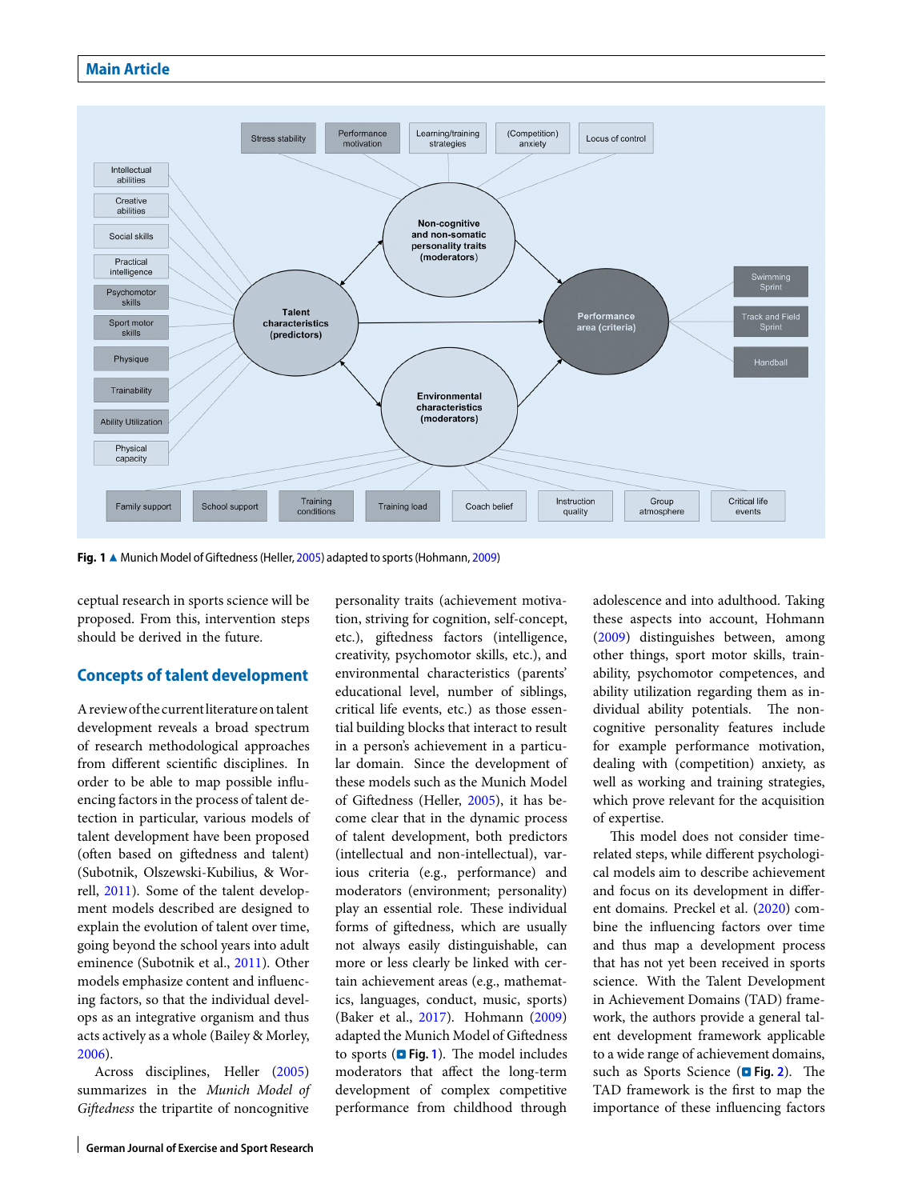Fig. 1 ▲ Munich Model of Giftedness (Heller, 2005) adapted to sports (Hohmann, 2009)

ceptual research in sports science will be proposed. From this, intervention steps should be derived in the future.

## Concepts of talent development

A review of the current literature on talent development reveals a broad spectrum of research methodological approaches from different scientific disciplines. In order to be able to map possible influencing factors in the process of talent detection in particular, various models of talent development have been proposed (often based on giftedness and talent) (Subotnik, Olszewski-Kubilius, & Worrell, 2011). Some of the talent development models described are designed to explain the evolution of talent over time, going beyond the school years into adult eminence (Subotnik et al., 2011). Other models emphasize content and influencing factors, so that the individual develops as an integrative organism and thus acts actively as a whole (Bailey & Morley, 2006).

Across disciplines, Heller (2005) summarizes in the *Munich Model of Giftedness* the tripartite of noncognitive personality traits (achievement motivation, striving for cognition, self-concept, etc.), giftedness factors (intelligence, creativity, psychomotor skills, etc.), and environmental characteristics (parents' educational level, number of siblings, critical life events, etc.) as those essential building blocks that interact to result in a person's achievement in a particular domain. Since the development of these models such as the Munich Model of Giftedness (Heller, 2005), it has become clear that in the dynamic process of talent development, both predictors (intellectual and non-intellectual), various criteria (e.g., performance) and moderators (environment; personality) play an essential role. These individual forms of giftedness, which are usually not always easily distinguishable, can more or less clearly be linked with certain achievement areas (e.g., mathematics, languages, conduct, music, sports) (Baker et al., 2017). Hohmann (2009) adapted the Munich Model of Giftedness to sports (Fig. 1). The model includes moderators that affect the long-term development of complex competitive performance from childhood through adolescence and into adulthood. Taking these aspects into account, Hohmann (2009) distinguishes between, among other things, sport motor skills, trainability, psychomotor competences, and ability utilization regarding them as individual ability potentials. The non-cognitive personality features include for example performance motivation, dealing with (competition) anxiety, as well as working and training strategies, which prove relevant for the acquisition of expertise.

This model does not consider time-related steps, while different psychological models aim to describe achievement and focus on its development in different domains. Preckel et al. (2020) combine the influencing factors over time and thus map a development process that has not yet been received in sports science. With the Talent Development in Achievement Domains (TAD) framework, the authors provide a general talent development framework applicable to a wide range of achievement domains, such as Sports Science (Fig. 2). The TAD framework is the first to map the importance of these influencing factors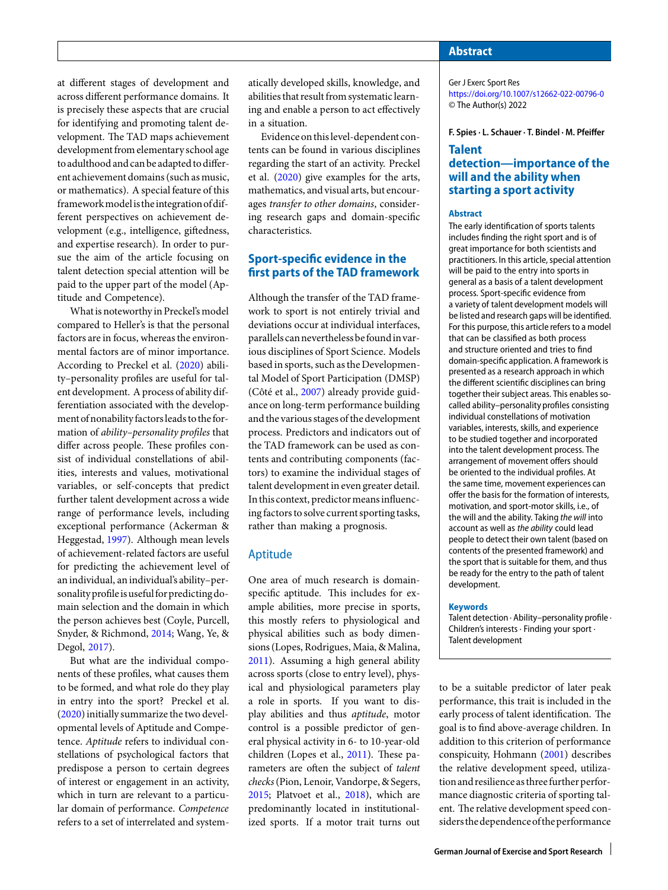## Abstract

Ger J Exerc Sport Res
https://doi.org/10.1007/s12662-022-00796-0
© The Author(s) 2022

**F. Spies · L. Schauer · T. Bindel · M. Pfeiffer**

### Talent detection—importance of the will and the ability when starting a sport activity

#### Abstract

The early identification of sports talents includes finding the right sport and is of great importance for both scientists and practitioners. In this article, special attention will be paid to the entry into sports in general as a basis of a talent development process. Sport-specific evidence from a variety of talent development models will be listed and research gaps will be identified. For this purpose, this article refers to a model that can be classified as both process and structure oriented and tries to find domain-specific application. A framework is presented as a research approach in which the different scientific disciplines can bring together their subject areas. This enables so-called ability–personality profiles consisting individual constellations of motivation variables, interests, skills, and experience to be studied together and incorporated into the talent development process. The arrangement of movement offers should be oriented to the individual profiles. At the same time, movement experiences can offer the basis for the formation of interests, motivation, and sport-motor skills, i.e., of the will and the ability. Taking *the will* into account as well as *the ability* could lead people to detect their own talent (based on contents of the presented framework) and the sport that is suitable for them, and thus be ready for the entry to the path of talent development.

#### Keywords

Talent detection · Ability–personality profile · Children's interests · Finding your sport · Talent development

---

at different stages of development and across different performance domains. It is precisely these aspects that are crucial for identifying and promoting talent development. The TAD maps achievement development from elementary school age to adulthood and can be adapted to different achievement domains (such as music, or mathematics). A special feature of this framework model is the integration of different perspectives on achievement development (e.g., intelligence, giftedness, and expertise research). In order to pursue the aim of the article focusing on talent detection special attention will be paid to the upper part of the model (Aptitude and Competence).

What is noteworthy in Preckel's model compared to Heller's is that the personal factors are in focus, whereas the environmental factors are of minor importance. According to Preckel et al. (2020) ability–personality profiles are useful for talent development. A process of ability differentiation associated with the development of nonability factors leads to the formation of *ability–personality profiles* that differ across people. These profiles consist of individual constellations of abilities, interests and values, motivational variables, or self-concepts that predict further talent development across a wide range of performance levels, including exceptional performance (Ackerman & Heggestad, 1997). Although mean levels of achievement-related factors are useful for predicting the achievement level of an individual, an individual's ability–personality profile is useful for predicting domain selection and the domain in which the person achieves best (Coyle, Purcell, Snyder, & Richmond, 2014; Wang, Ye, & Degol, 2017).

But what are the individual components of these profiles, what causes them to be formed, and what role do they play in entry into the sport? Preckel et al. (2020) initially summarize the two developmental levels of Aptitude and Competence. *Aptitude* refers to individual constellations of psychological factors that predispose a person to certain degrees of interest or engagement in an activity, which in turn are relevant to a particular domain of performance. *Competence* refers to a set of interrelated and systematically developed skills, knowledge, and abilities that result from systematic learning and enable a person to act effectively in a situation.

Evidence on this level-dependent contents can be found in various disciplines regarding the start of an activity. Preckel et al. (2020) give examples for the arts, mathematics, and visual arts, but encourages *transfer to other domains*, considering research gaps and domain-specific characteristics.

## Sport-specific evidence in the first parts of the TAD framework

Although the transfer of the TAD framework to sport is not entirely trivial and deviations occur at individual interfaces, parallels can nevertheless be found in various disciplines of Sport Science. Models based in sports, such as the Developmental Model of Sport Participation (DMSP) (Côté et al., 2007) already provide guidance on long-term performance building and the various stages of the development process. Predictors and indicators out of the TAD framework can be used as contents and contributing components (factors) to examine the individual stages of talent development in even greater detail. In this context, predictor means influencing factors to solve current sporting tasks, rather than making a prognosis.

### Aptitude

One area of much research is domain-specific aptitude. This includes for example abilities, more precise in sports, this mostly refers to physiological and physical abilities such as body dimensions (Lopes, Rodrigues, Maia, & Malina, 2011). Assuming a high general ability across sports (close to entry level), physical and physiological parameters play a role in sports. If you want to display abilities and thus *aptitude*, motor control is a possible predictor of general physical activity in 6- to 10-year-old children (Lopes et al., 2011). These parameters are often the subject of *talent checks* (Pion, Lenoir, Vandorpe, & Segers, 2015; Platvoet et al., 2018), which are predominantly located in institutionalized sports. If a motor trait turns out to be a suitable predictor of later peak performance, this trait is included in the early process of talent identification. The goal is to find above-average children. In addition to this criterion of performance conspicuity, Hohmann (2001) describes the relative development speed, utilization and resilience as three further performance diagnostic criteria of sporting talent. The relative development speed considers the dependence of the performance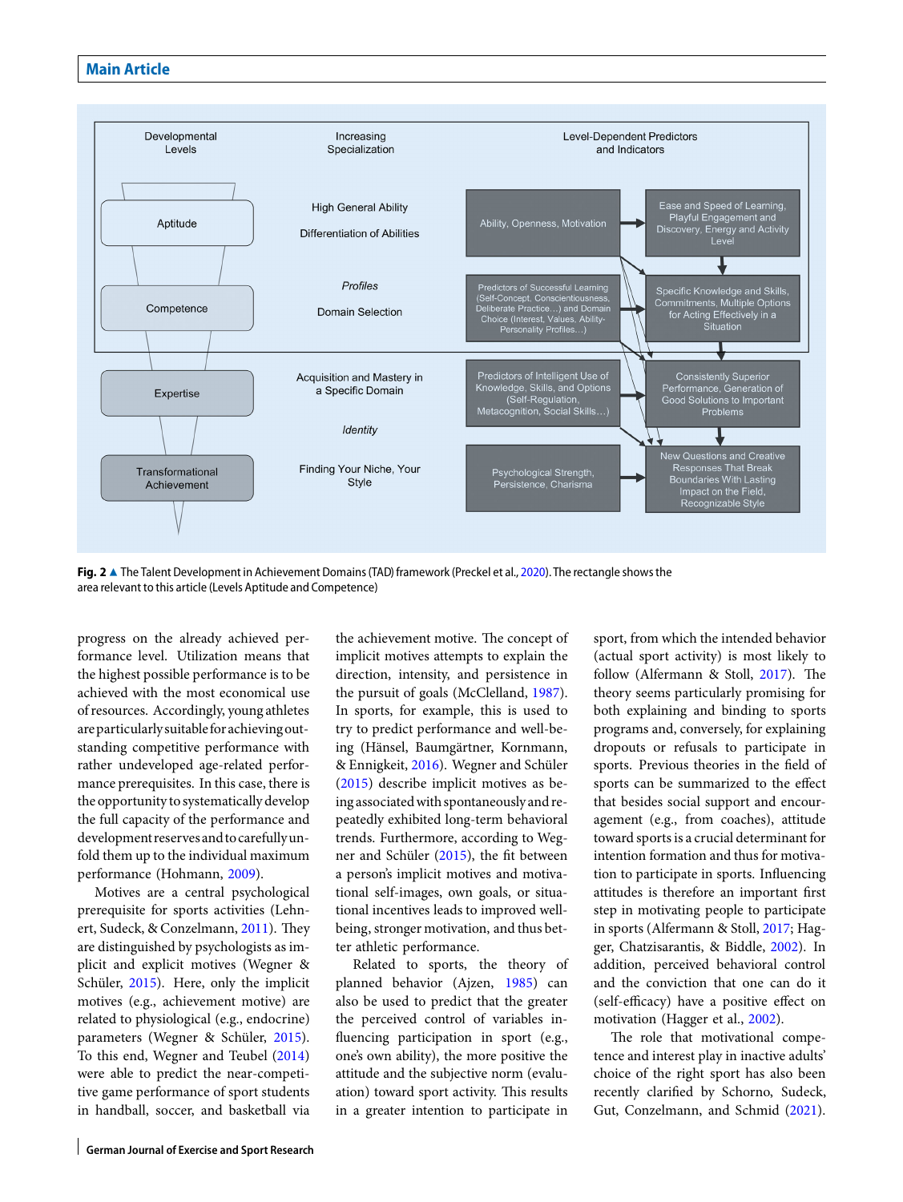Developmental Levels | Increasing Specialization | Level-Dependent Predictors and Indicators

Aptitude — High General Ability; Differentiation of Abilities — Ability, Openness, Motivation → Ease and Speed of Learning, Playful Engagement and Discovery, Energy and Activity Level

Competence — *Profiles*; Domain Selection — Predictors of Successful Learning (Self-Concept, Conscientiousness, Deliberate Practice…) and Domain Choice (Interest, Values, Ability-Personality Profiles…) → Specific Knowledge and Skills, Commitments, Multiple Options for Acting Effectively in a Situation

Expertise — Acquisition and Mastery in a Specific Domain; *Identity* — Predictors of Intelligent Use of Knowledge, Skills, and Options (Self-Regulation, Metacognition, Social Skills…) → Consistently Superior Performance, Generation of Good Solutions to Important Problems

Transformational Achievement — Finding Your Niche, Your Style — Psychological Strength, Persistence, Charisma → New Questions and Creative Responses That Break Boundaries With Lasting Impact on the Field, Recognizable Style

**Fig. 2** ▲ The Talent Development in Achievement Domains (TAD) framework (Preckel et al., 2020). The rectangle shows the area relevant to this article (Levels Aptitude and Competence)

progress on the already achieved performance level. Utilization means that the highest possible performance is to be achieved with the most economical use of resources. Accordingly, young athletes are particularly suitable for achieving outstanding competitive performance with rather undeveloped age-related performance prerequisites. In this case, there is the opportunity to systematically develop the full capacity of the performance and development reserves and to carefully unfold them up to the individual maximum performance (Hohmann, 2009).

Motives are a central psychological prerequisite for sports activities (Lehnert, Sudeck, & Conzelmann, 2011). They are distinguished by psychologists as implicit and explicit motives (Wegner & Schüler, 2015). Here, only the implicit motives (e.g., achievement motive) are related to physiological (e.g., endocrine) parameters (Wegner & Schüler, 2015). To this end, Wegner and Teubel (2014) were able to predict the near-competitive game performance of sport students in handball, soccer, and basketball via the achievement motive. The concept of implicit motives attempts to explain the direction, intensity, and persistence in the pursuit of goals (McClelland, 1987). In sports, for example, this is used to try to predict performance and well-being (Hänsel, Baumgärtner, Kornmann, & Ennigkeit, 2016). Wegner and Schüler (2015) describe implicit motives as being associated with spontaneously and repeatedly exhibited long-term behavioral trends. Furthermore, according to Wegner and Schüler (2015), the fit between a person's implicit motives and motivational self-images, own goals, or situational incentives leads to improved well-being, stronger motivation, and thus better athletic performance.

Related to sports, the theory of planned behavior (Ajzen, 1985) can also be used to predict that the greater the perceived control of variables influencing participation in sport (e.g., one's own ability), the more positive the attitude and the subjective norm (evaluation) toward sport activity. This results in a greater intention to participate in sport, from which the intended behavior (actual sport activity) is most likely to follow (Alfermann & Stoll, 2017). The theory seems particularly promising for both explaining and binding to sports programs and, conversely, for explaining dropouts or refusals to participate in sports. Previous theories in the field of sports can be summarized to the effect that besides social support and encouragement (e.g., from coaches), attitude toward sports is a crucial determinant for intention formation and thus for motivation to participate in sports. Influencing attitudes is therefore an important first step in motivating people to participate in sports (Alfermann & Stoll, 2017; Hagger, Chatzisarantis, & Biddle, 2002). In addition, perceived behavioral control and the conviction that one can do it (self-efficacy) have a positive effect on motivation (Hagger et al., 2002).

The role that motivational competence and interest play in inactive adults' choice of the right sport has also been recently clarified by Schorno, Sudeck, Gut, Conzelmann, and Schmid (2021).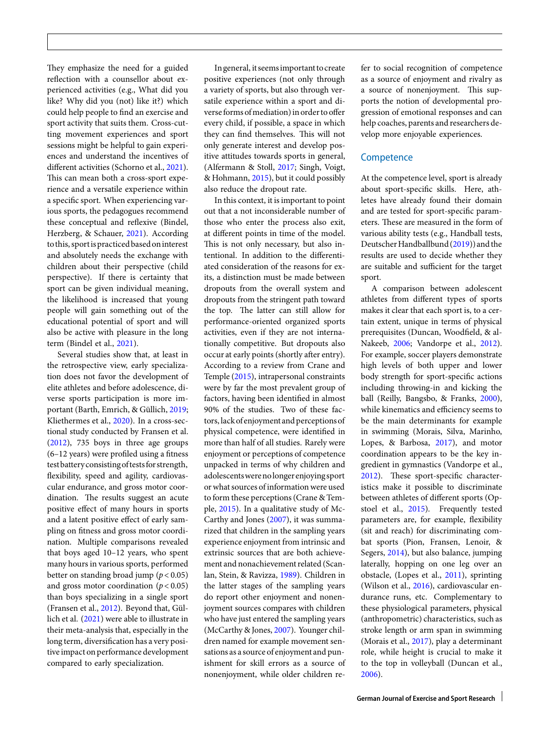They emphasize the need for a guided reflection with a counsellor about experienced activities (e.g., What did you like? Why did you (not) like it?) which could help people to find an exercise and sport activity that suits them. Cross-cutting movement experiences and sport sessions might be helpful to gain experiences and understand the incentives of different activities (Schorno et al., 2021). This can mean both a cross-sport experience and a versatile experience within a specific sport. When experiencing various sports, the pedagogues recommend these conceptual and reflexive (Bindel, Herzberg, & Schauer, 2021). According to this, sport is practiced based on interest and absolutely needs the exchange with children about their perspective (child perspective). If there is certainty that sport can be given individual meaning, the likelihood is increased that young people will gain something out of the educational potential of sport and will also be active with pleasure in the long term (Bindel et al., 2021).

Several studies show that, at least in the retrospective view, early specialization does not favor the development of elite athletes and before adolescence, diverse sports participation is more important (Barth, Emrich, & Güllich, 2019; Kliethermes et al., 2020). In a cross-sectional study conducted by Fransen et al. (2012), 735 boys in three age groups (6–12 years) were profiled using a fitness test battery consisting of tests for strength, flexibility, speed and agility, cardiovascular endurance, and gross motor coordination. The results suggest an acute positive effect of many hours in sports and a latent positive effect of early sampling on fitness and gross motor coordination. Multiple comparisons revealed that boys aged 10–12 years, who spent many hours in various sports, performed better on standing broad jump ($p < 0.05$) and gross motor coordination ($p < 0.05$) than boys specializing in a single sport (Fransen et al., 2012). Beyond that, Güllich et al. (2021) were able to illustrate in their meta-analysis that, especially in the long term, diversification has a very positive impact on performance development compared to early specialization.

In general, it seems important to create positive experiences (not only through a variety of sports, but also through versatile experience within a sport and diverse forms of mediation) in order to offer every child, if possible, a space in which they can find themselves. This will not only generate interest and develop positive attitudes towards sports in general, (Alfermann & Stoll, 2017; Singh, Voigt, & Hohmann, 2015), but it could possibly also reduce the dropout rate.

In this context, it is important to point out that a not inconsiderable number of those who enter the process also exit, at different points in time of the model. This is not only necessary, but also intentional. In addition to the differentiated consideration of the reasons for exits, a distinction must be made between dropouts from the overall system and dropouts from the stringent path toward the top. The latter can still allow for performance-oriented organized sports activities, even if they are not internationally competitive. But dropouts also occur at early points (shortly after entry). According to a review from Crane and Temple (2015), intrapersonal constraints were by far the most prevalent group of factors, having been identified in almost 90% of the studies. Two of these factors, lack of enjoyment and perceptions of physical competence, were identified in more than half of all studies. Rarely were enjoyment or perceptions of competence unpacked in terms of why children and adolescents were no longer enjoying sport or what sources of information were used to form these perceptions (Crane & Temple, 2015). In a qualitative study of McCarthy and Jones (2007), it was summarized that children in the sampling years experience enjoyment from intrinsic and extrinsic sources that are both achievement and nonachievement related (Scanlan, Stein, & Ravizza, 1989). Children in the latter stages of the sampling years do report other enjoyment and nonenjoyment sources compares with children who have just entered the sampling years (McCarthy & Jones, 2007). Younger children named for example movement sensations as a source of enjoyment and punishment for skill errors as a source of nonenjoyment, while older children refer to social recognition of competence as a source of enjoyment and rivalry as a source of nonenjoyment. This supports the notion of developmental progression of emotional responses and can help coaches, parents and researchers develop more enjoyable experiences.

## Competence

At the competence level, sport is already about sport-specific skills. Here, athletes have already found their domain and are tested for sport-specific parameters. These are measured in the form of various ability tests (e.g., Handball tests, Deutscher Handballbund (2019)) and the results are used to decide whether they are suitable and sufficient for the target sport.

A comparison between adolescent athletes from different types of sports makes it clear that each sport is, to a certain extent, unique in terms of physical prerequisites (Duncan, Woodfield, & al-Nakeeb, 2006; Vandorpe et al., 2012). For example, soccer players demonstrate high levels of both upper and lower body strength for sport-specific actions including throwing-in and kicking the ball (Reilly, Bangsbo, & Franks, 2000), while kinematics and efficiency seems to be the main determinants for example in swimming (Morais, Silva, Marinho, Lopes, & Barbosa, 2017), and motor coordination appears to be the key ingredient in gymnastics (Vandorpe et al., 2012). These sport-specific characteristics make it possible to discriminate between athletes of different sports (Opstoel et al., 2015). Frequently tested parameters are, for example, flexibility (sit and reach) for discriminating combat sports (Pion, Fransen, Lenoir, & Segers, 2014), but also balance, jumping laterally, hopping on one leg over an obstacle, (Lopes et al., 2011), sprinting (Wilson et al., 2016), cardiovascular endurance runs, etc. Complementary to these physiological parameters, physical (anthropometric) characteristics, such as stroke length or arm span in swimming (Morais et al., 2017), play a determinant role, while height is crucial to make it to the top in volleyball (Duncan et al., 2006).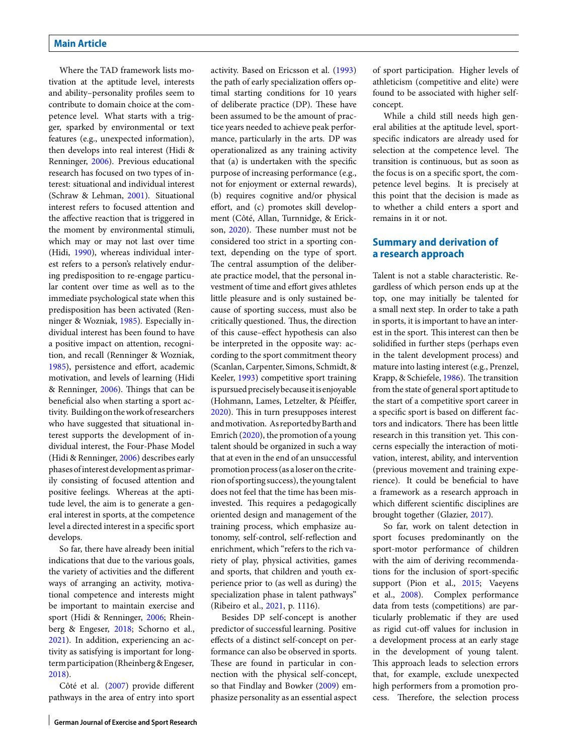Where the TAD framework lists motivation at the aptitude level, interests and ability–personality profiles seem to contribute to domain choice at the competence level. What starts with a trigger, sparked by environmental or text features (e.g., unexpected information), then develops into real interest (Hidi & Renninger, 2006). Previous educational research has focused on two types of interest: situational and individual interest (Schraw & Lehman, 2001). Situational interest refers to focused attention and the affective reaction that is triggered in the moment by environmental stimuli, which may or may not last over time (Hidi, 1990), whereas individual interest refers to a person's relatively enduring predisposition to re-engage particular content over time as well as to the immediate psychological state when this predisposition has been activated (Renninger & Wozniak, 1985). Especially individual interest has been found to have a positive impact on attention, recognition, and recall (Renninger & Wozniak, 1985), persistence and effort, academic motivation, and levels of learning (Hidi & Renninger, 2006). Things that can be beneficial also when starting a sport activity. Building on the work of researchers who have suggested that situational interest supports the development of individual interest, the Four-Phase Model (Hidi & Renninger, 2006) describes early phases of interest development as primarily consisting of focused attention and positive feelings. Whereas at the aptitude level, the aim is to generate a general interest in sports, at the competence level a directed interest in a specific sport develops.

So far, there have already been initial indications that due to the various goals, the variety of activities and the different ways of arranging an activity, motivational competence and interests might be important to maintain exercise and sport (Hidi & Renninger, 2006; Rheinberg & Engeser, 2018; Schorno et al., 2021). In addition, experiencing an activity as satisfying is important for long-term participation (Rheinberg & Engeser, 2018).

Côté et al. (2007) provide different pathways in the area of entry into sport activity. Based on Ericsson et al. (1993) the path of early specialization offers optimal starting conditions for 10 years of deliberate practice (DP). These have been assumed to be the amount of practice years needed to achieve peak performance, particularly in the arts. DP was operationalized as any training activity that (a) is undertaken with the specific purpose of increasing performance (e.g., not for enjoyment or external rewards), (b) requires cognitive and/or physical effort, and (c) promotes skill development (Côté, Allan, Turnnidge, & Erickson, 2020). These number must not be considered too strict in a sporting context, depending on the type of sport. The central assumption of the deliberate practice model, that the personal investment of time and effort gives athletes little pleasure and is only sustained because of sporting success, must also be critically questioned. Thus, the direction of this cause–effect hypothesis can also be interpreted in the opposite way: according to the sport commitment theory (Scanlan, Carpenter, Simons, Schmidt, & Keeler, 1993) competitive sport training is pursued precisely because it is enjoyable (Hohmann, Lames, Letzelter, & Pfeiffer, 2020). This in turn presupposes interest and motivation. As reported by Barth and Emrich (2020), the promotion of a young talent should be organized in such a way that at even in the end of an unsuccessful promotion process (as a loser on the criterion of sporting success), the young talent does not feel that the time has been misinvested. This requires a pedagogically oriented design and management of the training process, which emphasize autonomy, self-control, self-reflection and enrichment, which "refers to the rich variety of play, physical activities, games and sports, that children and youth experience prior to (as well as during) the specialization phase in talent pathways" (Ribeiro et al., 2021, p. 1116).

Besides DP self-concept is another predictor of successful learning. Positive effects of a distinct self-concept on performance can also be observed in sports. These are found in particular in connection with the physical self-concept, so that Findlay and Bowker (2009) emphasize personality as an essential aspect of sport participation. Higher levels of athleticism (competitive and elite) were found to be associated with higher self-concept.

While a child still needs high general abilities at the aptitude level, sport-specific indicators are already used for selection at the competence level. The transition is continuous, but as soon as the focus is on a specific sport, the competence level begins. It is precisely at this point that the decision is made as to whether a child enters a sport and remains in it or not.

## Summary and derivation of a research approach

Talent is not a stable characteristic. Regardless of which person ends up at the top, one may initially be talented for a small next step. In order to take a path in sports, it is important to have an interest in the sport. This interest can then be solidified in further steps (perhaps even in the talent development process) and mature into lasting interest (e.g., Prenzel, Krapp, & Schiefele, 1986). The transition from the state of general sport aptitude to the start of a competitive sport career in a specific sport is based on different factors and indicators. There has been little research in this transition yet. This concerns especially the interaction of motivation, interest, ability, and intervention (previous movement and training experience). It could be beneficial to have a framework as a research approach in which different scientific disciplines are brought together (Glazier, 2017).

So far, work on talent detection in sport focuses predominantly on the sport-motor performance of children with the aim of deriving recommendations for the inclusion of sport-specific support (Pion et al., 2015; Vaeyens et al., 2008). Complex performance data from tests (competitions) are particularly problematic if they are used as rigid cut-off values for inclusion in a development process at an early stage in the development of young talent. This approach leads to selection errors that, for example, exclude unexpected high performers from a promotion process. Therefore, the selection process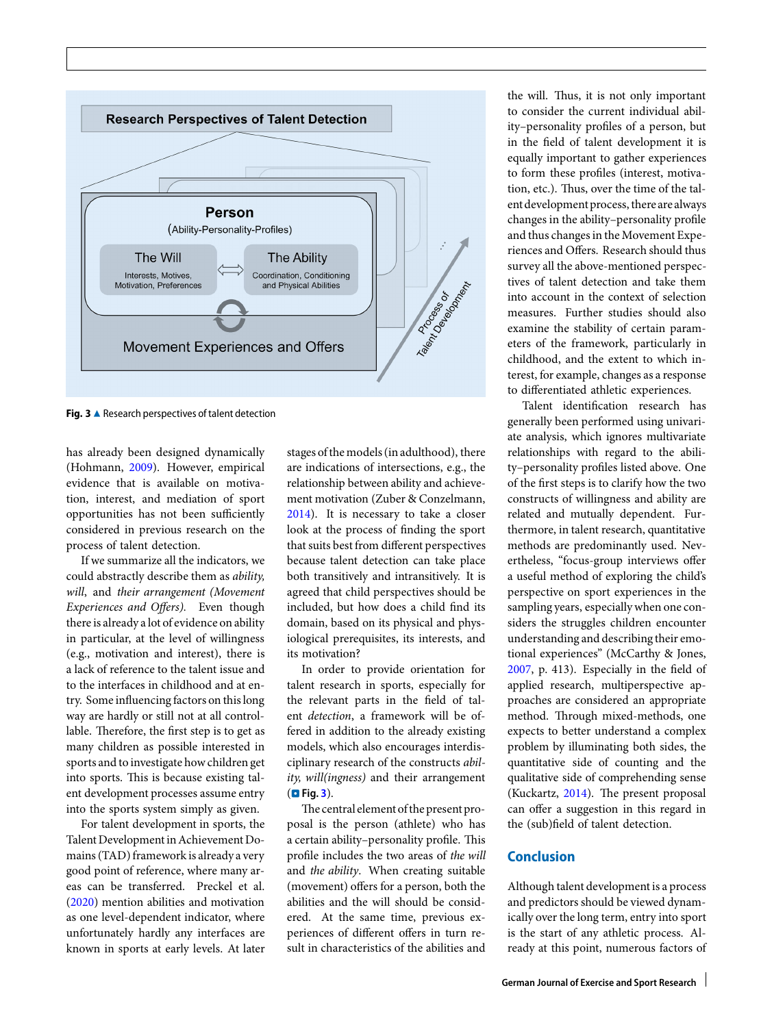Fig. 3 ▲ Research perspectives of talent detection

has already been designed dynamically (Hohmann, 2009). However, empirical evidence that is available on motivation, interest, and mediation of sport opportunities has not been sufficiently considered in previous research on the process of talent detection.

If we summarize all the indicators, we could abstractly describe them as *ability*, *will*, and *their arrangement (Movement Experiences and Offers)*. Even though there is already a lot of evidence on ability in particular, at the level of willingness (e.g., motivation and interest), there is a lack of reference to the talent issue and to the interfaces in childhood and at entry. Some influencing factors on this long way are hardly or still not at all controllable. Therefore, the first step is to get as many children as possible interested in sports and to investigate how children get into sports. This is because existing talent development processes assume entry into the sports system simply as given.

For talent development in sports, the Talent Development in Achievement Domains (TAD) framework is already a very good point of reference, where many areas can be transferred. Preckel et al. (2020) mention abilities and motivation as one level-dependent indicator, where unfortunately hardly any interfaces are known in sports at early levels. At later stages of the models (in adulthood), there are indications of intersections, e.g., the relationship between ability and achievement motivation (Zuber & Conzelmann, 2014). It is necessary to take a closer look at the process of finding the sport that suits best from different perspectives because talent detection can take place both transitively and intransitively. It is agreed that child perspectives should be included, but how does a child find its domain, based on its physical and physiological prerequisites, its interests, and its motivation?

In order to provide orientation for talent research in sports, especially for the relevant parts in the field of talent *detection*, a framework will be offered in addition to the already existing models, which also encourages interdisciplinary research of the constructs *ability, will(ingness)* and their arrangement (**Fig. 3**).

The central element of the present proposal is the person (athlete) who has a certain ability–personality profile. This profile includes the two areas of *the will* and *the ability*. When creating suitable (movement) offers for a person, both the abilities and the will should be considered. At the same time, previous experiences of different offers in turn result in characteristics of the abilities and the will. Thus, it is not only important to consider the current individual ability–personality profiles of a person, but in the field of talent development it is equally important to gather experiences to form these profiles (interest, motivation, etc.). Thus, over the time of the talent development process, there are always changes in the ability–personality profile and thus changes in the Movement Experiences and Offers. Research should thus survey all the above-mentioned perspectives of talent detection and take them into account in the context of selection measures. Further studies should also examine the stability of certain parameters of the framework, particularly in childhood, and the extent to which interest, for example, changes as a response to differentiated athletic experiences.

Talent identification research has generally been performed using univariate analysis, which ignores multivariate relationships with regard to the ability–personality profiles listed above. One of the first steps is to clarify how the two constructs of willingness and ability are related and mutually dependent. Furthermore, in talent research, quantitative methods are predominantly used. Nevertheless, "focus-group interviews offer a useful method of exploring the child's perspective on sport experiences in the sampling years, especially when one considers the struggles children encounter understanding and describing their emotional experiences" (McCarthy & Jones, 2007, p. 413). Especially in the field of applied research, multiperspective approaches are considered an appropriate method. Through mixed-methods, one expects to better understand a complex problem by illuminating both sides, the quantitative side of counting and the qualitative side of comprehending sense (Kuckartz, 2014). The present proposal can offer a suggestion in this regard in the (sub)field of talent detection.

## Conclusion

Although talent development is a process and predictors should be viewed dynamically over the long term, entry into sport is the start of any athletic process. Already at this point, numerous factors of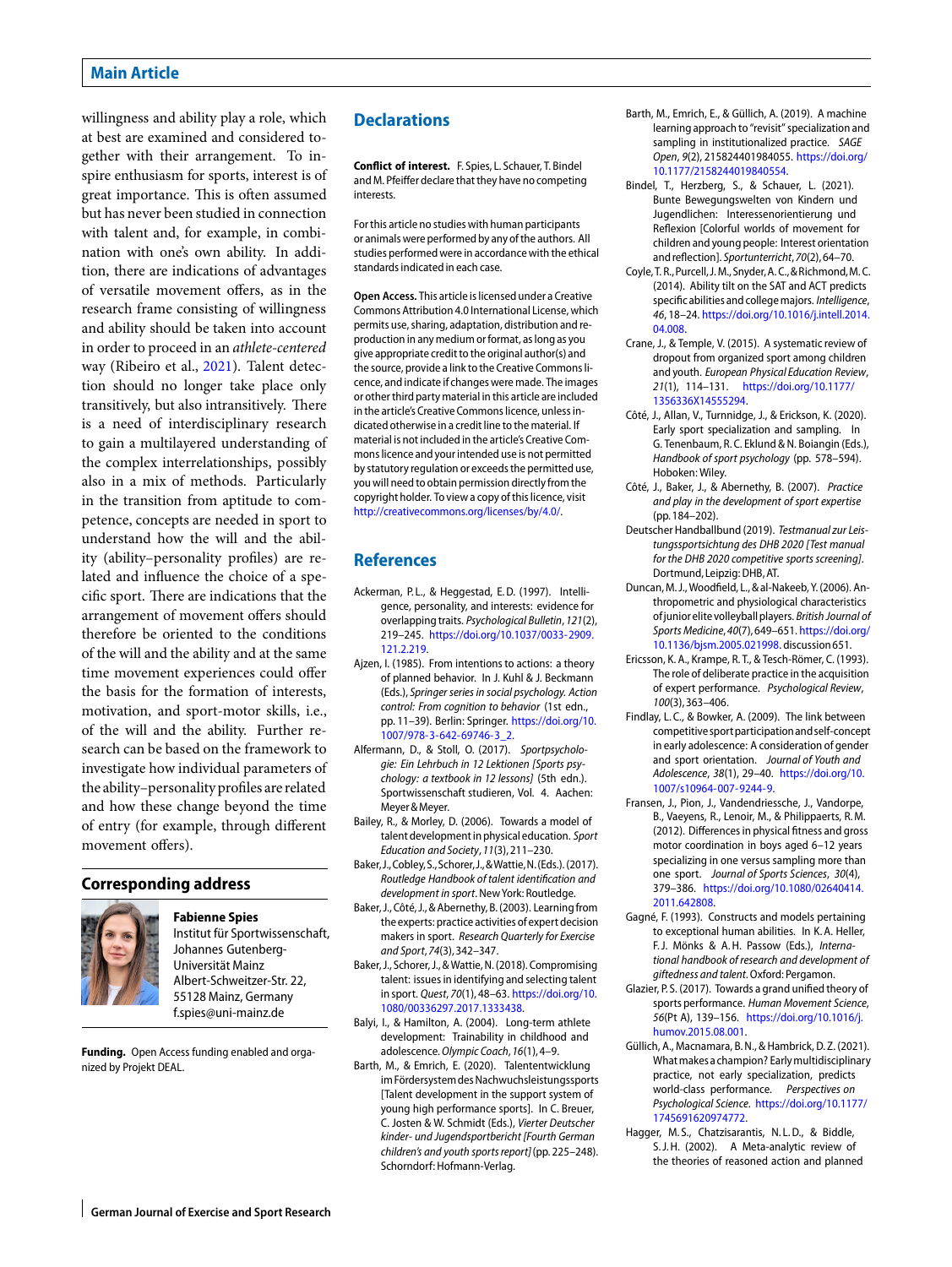willingness and ability play a role, which at best are examined and considered together with their arrangement. To inspire enthusiasm for sports, interest is of great importance. This is often assumed but has never been studied in connection with talent and, for example, in combination with one's own ability. In addition, there are indications of advantages of versatile movement offers, as in the research frame consisting of willingness and ability should be taken into account in order to proceed in an *athlete-centered* way (Ribeiro et al., 2021). Talent detection should no longer take place only transitively, but also intransitively. There is a need of interdisciplinary research to gain a multilayered understanding of the complex interrelationships, possibly also in a mix of methods. Particularly in the transition from aptitude to competence, concepts are needed in sport to understand how the will and the ability (ability–personality profiles) are related and influence the choice of a specific sport. There are indications that the arrangement of movement offers should therefore be oriented to the conditions of the will and the ability and at the same time movement experiences could offer the basis for the formation of interests, motivation, and sport-motor skills, i.e., of the will and the ability. Further research can be based on the framework to investigate how individual parameters of the ability–personality profiles are related and how these change beyond the time of entry (for example, through different movement offers).

## Corresponding address

**Fabienne Spies**
Institut für Sportwissenschaft, Johannes Gutenberg-Universität Mainz
Albert-Schweitzer-Str. 22, 55128 Mainz, Germany
f.spies@uni-mainz.de

**Funding.** Open Access funding enabled and organized by Projekt DEAL.

## Declarations

**Conflict of interest.** F. Spies, L. Schauer, T. Bindel and M. Pfeiffer declare that they have no competing interests.

For this article no studies with human participants or animals were performed by any of the authors. All studies performed were in accordance with the ethical standards indicated in each case.

**Open Access.** This article is licensed under a Creative Commons Attribution 4.0 International License, which permits use, sharing, adaptation, distribution and reproduction in any medium or format, as long as you give appropriate credit to the original author(s) and the source, provide a link to the Creative Commons licence, and indicate if changes were made. The images or other third party material in this article are included in the article's Creative Commons licence, unless indicated otherwise in a credit line to the material. If material is not included in the article's Creative Commons licence and your intended use is not permitted by statutory regulation or exceeds the permitted use, you will need to obtain permission directly from the copyright holder. To view a copy of this licence, visit http://creativecommons.org/licenses/by/4.0/.

## References

Ackerman, P.L., & Heggestad, E.D. (1997). Intelligence, personality, and interests: evidence for overlapping traits. *Psychological Bulletin*, *121*(2), 219–245. https://doi.org/10.1037/0033-2909.121.2.219.

Ajzen, I. (1985). From intentions to actions: a theory of planned behavior. In J. Kuhl & J. Beckmann (Eds.), *Springer series in social psychology. Action control: From cognition to behavior* (1st edn., pp. 11–39). Berlin: Springer. https://doi.org/10.1007/978-3-642-69746-3_2.

Alfermann, D., & Stoll, O. (2017). *Sportpsychologie: Ein Lehrbuch in 12 Lektionen [Sports psychology: a textbook in 12 lessons]* (5th edn.). Sportwissenschaft studieren, Vol. 4. Aachen: Meyer & Meyer.

Bailey, R., & Morley, D. (2006). Towards a model of talent development in physical education. *Sport Education and Society*, *11*(3), 211–230.

Baker, J., Cobley, S., Schorer, J., & Wattie, N. (Eds.). (2017). *Routledge Handbook of talent identification and development in sport*. New York: Routledge.

Baker, J., Côté, J., & Abernethy, B. (2003). Learning from the experts: practice activities of expert decision makers in sport. *Research Quarterly for Exercise and Sport*, *74*(3), 342–347.

Baker, J., Schorer, J., & Wattie, N. (2018). Compromising talent: issues in identifying and selecting talent in sport. *Quest*, *70*(1), 48–63. https://doi.org/10.1080/00336297.2017.1333438.

Balyi, I., & Hamilton, A. (2004). Long-term athlete development: Trainability in childhood and adolescence. *Olympic Coach*, *16*(1), 4–9.

Barth, M., & Emrich, E. (2020). Talententwicklung im Fördersystem des Nachwuchsleistungssports [Talent development in the support system of young high performance sports]. In C. Breuer, C. Josten & W. Schmidt (Eds.), *Vierter Deutscher kinder- und Jugendsportbericht [Fourth German children's and youth sports report]* (pp. 225–248). Schorndorf: Hofmann-Verlag.

Barth, M., Emrich, E., & Güllich, A. (2019). A machine learning approach to "revisit" specialization and sampling in institutionalized practice. *SAGE Open*, *9*(2), 215824401984055. https://doi.org/10.1177/2158244019840554.

Bindel, T., Herzberg, S., & Schauer, L. (2021). Bunte Bewegungswelten von Kindern und Jugendlichen: Interessenorientierung und Reflexion [Colorful worlds of movement for children and young people: Interest orientation and reflection]. *Sportunterricht*, *70*(2), 64–70.

Coyle, T.R., Purcell, J.M., Snyder, A.C., & Richmond, M.C. (2014). Ability tilt on the SAT and ACT predicts specific abilities and college majors. *Intelligence*, *46*, 18–24. https://doi.org/10.1016/j.intell.2014.04.008.

Crane, J., & Temple, V. (2015). A systematic review of dropout from organized sport among children and youth. *European Physical Education Review*, *21*(1), 114–131. https://doi.org/10.1177/1356336X14555294.

Côté, J., Allan, V., Turnnidge, J., & Erickson, K. (2020). Early sport specialization and sampling. In G. Tenenbaum, R.C. Eklund & N. Boiangin (Eds.), *Handbook of sport psychology* (pp. 578–594). Hoboken: Wiley.

Côté, J., Baker, J., & Abernethy, B. (2007). *Practice and play in the development of sport expertise* (pp. 184–202).

Deutscher Handballbund (2019). *Testmanual zur Leistungssportsichtung des DHB 2020 [Test manual for the DHB 2020 competitive sports screening]*. Dortmund, Leipzig: DHB, AT.

Duncan, M.J., Woodfield, L., & al-Nakeeb, Y. (2006). Anthropometric and physiological characteristics of junior elite volleyball players. *British Journal of Sports Medicine*, *40*(7), 649–651. https://doi.org/10.1136/bjsm.2005.021998. discussion 651.

Ericsson, K.A., Krampe, R.T., & Tesch-Römer, C. (1993). The role of deliberate practice in the acquisition of expert performance. *Psychological Review*, *100*(3), 363–406.

Findlay, L.C., & Bowker, A. (2009). The link between competitive sport participation and self-concept in early adolescence: A consideration of gender and sport orientation. *Journal of Youth and Adolescence*, *38*(1), 29–40. https://doi.org/10.1007/s10964-007-9244-9.

Fransen, J., Pion, J., Vandendriessche, J., Vandorpe, B., Vaeyens, R., Lenoir, M., & Philippaerts, R.M. (2012). Differences in physical fitness and gross motor coordination in boys aged 6–12 years specializing in one versus sampling more than one sport. *Journal of Sports Sciences*, *30*(4), 379–386. https://doi.org/10.1080/02640414.2011.642808.

Gagné, F. (1993). Constructs and models pertaining to exceptional human abilities. In K.A. Heller, F.J. Mönks & A.H. Passow (Eds.), *International handbook of research and development of giftedness and talent*. Oxford: Pergamon.

Glazier, P.S. (2017). Towards a grand unified theory of sports performance. *Human Movement Science*, *56*(Pt A), 139–156. https://doi.org/10.1016/j.humov.2015.08.001.

Güllich, A., Macnamara, B.N., & Hambrick, D.Z. (2021). What makes a champion? Early multidisciplinary practice, not early specialization, predicts world-class performance. *Perspectives on Psychological Science*. https://doi.org/10.1177/1745691620974772.

Hagger, M.S., Chatzisarantis, N.L.D., & Biddle, S.J.H. (2002). A Meta-analytic review of the theories of reasoned action and planned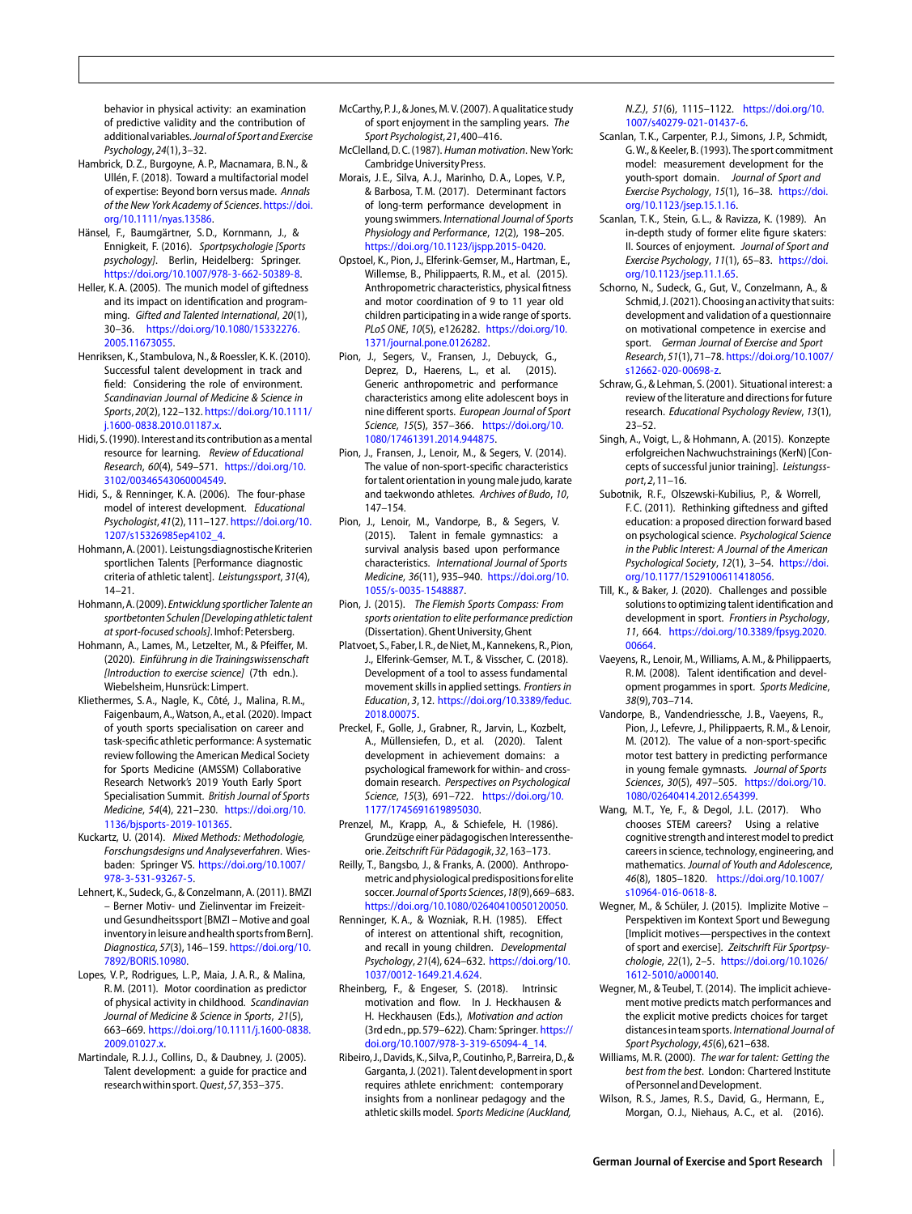behavior in physical activity: an examination of predictive validity and the contribution of additional variables. *Journal of Sport and Exercise Psychology*, *24*(1), 3–32.

Hambrick, D.Z., Burgoyne, A.P., Macnamara, B.N., & Ullén, F. (2018). Toward a multifactorial model of expertise: Beyond born versus made. *Annals of the New York Academy of Sciences*. https://doi.org/10.1111/nyas.13586.

Hänsel, F., Baumgärtner, S.D., Kornmann, J., & Ennigkeit, F. (2016). *Sportpsychologie [Sports psychology]*. Berlin, Heidelberg: Springer. https://doi.org/10.1007/978-3-662-50389-8.

Heller, K.A. (2005). The munich model of giftedness and its impact on identification and programming. *Gifted and Talented International*, *20*(1), 30–36. https://doi.org/10.1080/15332276.2005.11673055.

Henriksen, K., Stambulova, N., & Roessler, K.K. (2010). Successful talent development in track and field: Considering the role of environment. *Scandinavian Journal of Medicine & Science in Sports*, *20*(2), 122–132. https://doi.org/10.1111/j.1600-0838.2010.01187.x.

Hidi, S. (1990). Interest and its contribution as a mental resource for learning. *Review of Educational Research*, *60*(4), 549–571. https://doi.org/10.3102/00346543060004549.

Hidi, S., & Renninger, K.A. (2006). The four-phase model of interest development. *Educational Psychologist*, *41*(2), 111–127. https://doi.org/10.1207/s15326985ep4102_4.

Hohmann, A. (2001). Leistungsdiagnostische Kriterien sportlichen Talents [Performance diagnostic criteria of athletic talent]. *Leistungssport*, *31*(4), 14–21.

Hohmann, A. (2009). *Entwicklung sportlicher Talente an sportbetonten Schulen [Developing athletic talent at sport-focused schools]*. Imhof: Petersberg.

Hohmann, A., Lames, M., Letzelter, M., & Pfeiffer, M. (2020). *Einführung in die Trainingswissenschaft [Introduction to exercise science]* (7th edn.). Wiebelsheim, Hunsrück: Limpert.

Kliethermes, S.A., Nagle, K., Côté, J., Malina, R.M., Faigenbaum, A., Watson, A., et al. (2020). Impact of youth sports specialisation on career and task-specific athletic performance: A systematic review following the American Medical Society for Sports Medicine (AMSSM) Collaborative Research Network's 2019 Youth Early Sport Specialisation Summit. *British Journal of Sports Medicine*, *54*(4), 221–230. https://doi.org/10.1136/bjsports-2019-101365.

Kuckartz, U. (2014). *Mixed Methods: Methodologie, Forschungsdesigns und Analyseverfahren*. Wiesbaden: Springer VS. https://doi.org/10.1007/978-3-531-93267-5.

Lehnert, K., Sudeck, G., & Conzelmann, A. (2011). BMZI – Berner Motiv- und Zielinventar im Freizeit- und Gesundheitssport [BMZI – Motive and goal inventory in leisure and health sports from Bern]. *Diagnostica*, *57*(3), 146–159. https://doi.org/10.7892/BORIS.10980.

Lopes, V.P., Rodrigues, L.P., Maia, J.A.R., & Malina, R.M. (2011). Motor coordination as predictor of physical activity in childhood. *Scandinavian Journal of Medicine & Science in Sports*, *21*(5), 663–669. https://doi.org/10.1111/j.1600-0838.2009.01027.x.

Martindale, R.J.J., Collins, D., & Daubney, J. (2005). Talent development: a guide for practice and research within sport. *Quest*, *57*, 353–375.

McCarthy, P.J., & Jones, M.V. (2007). A qualitative study of sport enjoyment in the sampling years. *The Sport Psychologist*, *21*, 400–416.

McClelland, D.C. (1987). *Human motivation*. New York: Cambridge University Press.

Morais, J.E., Silva, A.J., Marinho, D.A., Lopes, V.P., & Barbosa, T.M. (2017). Determinant factors of long-term performance development in young swimmers. *International Journal of Sports Physiology and Performance*, *12*(2), 198–205. https://doi.org/10.1123/ijspp.2015-0420.

Opstoel, K., Pion, J., Elferink-Gemser, M., Hartman, E., Willemse, B., Philippaerts, R.M., et al. (2015). Anthropometric characteristics, physical fitness and motor coordination of 9 to 11 year old children participating in a wide range of sports. *PLoS ONE*, *10*(5), e126282. https://doi.org/10.1371/journal.pone.0126282.

Pion, J., Segers, V., Fransen, J., Debuyck, G., Deprez, D., Haerens, L., et al. (2015). Generic anthropometric and performance characteristics among elite adolescent boys in nine different sports. *European Journal of Sport Science*, *15*(5), 357–366. https://doi.org/10.1080/17461391.2014.944875.

Pion, J., Fransen, J., Lenoir, M., & Segers, V. (2014). The value of non-sport-specific characteristics for talent orientation in young male judo, karate and taekwondo athletes. *Archives of Budo*, *10*, 147–154.

Pion, J., Lenoir, M., Vandorpe, B., & Segers, V. (2015). Talent in female gymnastics: a survival analysis based upon performance characteristics. *International Journal of Sports Medicine*, *36*(11), 935–940. https://doi.org/10.1055/s-0035-1548887.

Pion, J. (2015). *The Flemish Sports Compass: From sports orientation to elite performance prediction* (Dissertation). Ghent University, Ghent

Platvoet, S., Faber, I.R., de Niet, M., Kannekens, R., Pion, J., Elferink-Gemser, M.T., & Visscher, C. (2018). Development of a tool to assess fundamental movement skills in applied settings. *Frontiers in Education*, *3*, 12. https://doi.org/10.3389/feduc.2018.00075.

Preckel, F., Golle, J., Grabner, R., Jarvin, L., Kozbelt, A., Müllensiefen, D., et al. (2020). Talent development in achievement domains: a psychological framework for within- and cross-domain research. *Perspectives on Psychological Science*, *15*(3), 691–722. https://doi.org/10.1177/1745691619895030.

Prenzel, M., Krapp, A., & Schiefele, H. (1986). Grundzüge einer pädagogischen Interessentheorie. *Zeitschrift Für Pädagogik*, *32*, 163–173.

Reilly, T., Bangsbo, J., & Franks, A. (2000). Anthropometric and physiological predispositions for elite soccer. *Journal of Sports Sciences*, *18*(9), 669–683. https://doi.org/10.1080/02640410050120050.

Renninger, K.A., & Wozniak, R.H. (1985). Effect of interest on attentional shift, recognition, and recall in young children. *Developmental Psychology*, *21*(4), 624–632. https://doi.org/10.1037/0012-1649.21.4.624.

Rheinberg, F., & Engeser, S. (2018). Intrinsic motivation and flow. In J. Heckhausen & H. Heckhausen (Eds.), *Motivation and action* (3rd edn., pp. 579–622). Cham: Springer. https://doi.org/10.1007/978-3-319-65094-4_14.

Ribeiro, J., Davids, K., Silva, P., Coutinho, P., Barreira, D., & Garganta, J. (2021). Talent development in sport requires athlete enrichment: contemporary insights from a nonlinear pedagogy and the athletic skills model. *Sports Medicine (Auckland, N.Z.)*, *51*(6), 1115–1122. https://doi.org/10.1007/s40279-021-01437-6.

Scanlan, T.K., Carpenter, P.J., Simons, J.P., Schmidt, G.W., & Keeler, B. (1993). The sport commitment model: measurement development for the youth-sport domain. *Journal of Sport and Exercise Psychology*, *15*(1), 16–38. https://doi.org/10.1123/jsep.15.1.16.

Scanlan, T.K., Stein, G.L., & Ravizza, K. (1989). An in-depth study of former elite figure skaters: II. Sources of enjoyment. *Journal of Sport and Exercise Psychology*, *11*(1), 65–83. https://doi.org/10.1123/jsep.11.1.65.

Schorno, N., Sudeck, G., Gut, V., Conzelmann, A., & Schmid, J. (2021). Choosing an activity that suits: development and validation of a questionnaire on motivational competence in exercise and sport. *German Journal of Exercise and Sport Research*, *51*(1), 71–78. https://doi.org/10.1007/s12662-020-00698-z.

Schraw, G., & Lehman, S. (2001). Situational interest: a review of the literature and directions for future research. *Educational Psychology Review*, *13*(1), 23–52.

Singh, A., Voigt, L., & Hohmann, A. (2015). Konzepte erfolgreichen Nachwuchstrainings (KerN) [Concepts of successful junior training]. *Leistungssport*, *2*, 11–16.

Subotnik, R.F., Olszewski-Kubilius, P., & Worrell, F.C. (2011). Rethinking giftedness and gifted education: a proposed direction forward based on psychological science. *Psychological Science in the Public Interest: A Journal of the American Psychological Society*, *12*(1), 3–54. https://doi.org/10.1177/1529100611418056.

Till, K., & Baker, J. (2020). Challenges and possible solutions to optimizing talent identification and development in sport. *Frontiers in Psychology*, *11*, 664. https://doi.org/10.3389/fpsyg.2020.00664.

Vaeyens, R., Lenoir, M., Williams, A.M., & Philippaerts, R.M. (2008). Talent identification and development pogrammes in sport. *Sports Medicine*, *38*(9), 703–714.

Vandorpe, B., Vandendriessche, J.B., Vaeyens, R., Pion, J., Lefevre, J., Philippaerts, R.M., & Lenoir, M. (2012). The value of a non-sport-specific motor test battery in predicting performance in young female gymnasts. *Journal of Sports Sciences*, *30*(5), 497–505. https://doi.org/10.1080/02640414.2012.654399.

Wang, M.T., Ye, F., & Degol, J.L. (2017). Who chooses STEM careers? Using a relative cognitive strength and interest model to predict careers in science, technology, engineering, and mathematics. *Journal of Youth and Adolescence*, *46*(8), 1805–1820. https://doi.org/10.1007/s10964-016-0618-8.

Wegner, M., & Schüler, J. (2015). Implizite Motive – Perspektiven im Kontext Sport und Bewegung [Implicit motives—perspectives in the context of sport and exercise]. *Zeitschrift Für Sportpsychologie*, *22*(1), 2–5. https://doi.org/10.1026/1612-5010/a000140.

Wegner, M., & Teubel, T. (2014). The implicit achievement motive predicts match performances and the explicit motive predicts choices for target distances in team sports. *International Journal of Sport Psychology*, *45*(6), 621–638.

Williams, M.R. (2000). *The war for talent: Getting the best from the best*. London: Chartered Institute of Personnel and Development.

Wilson, R.S., James, R.S., David, G., Hermann, E., Morgan, O.J., Niehaus, A.C., et al. (2016).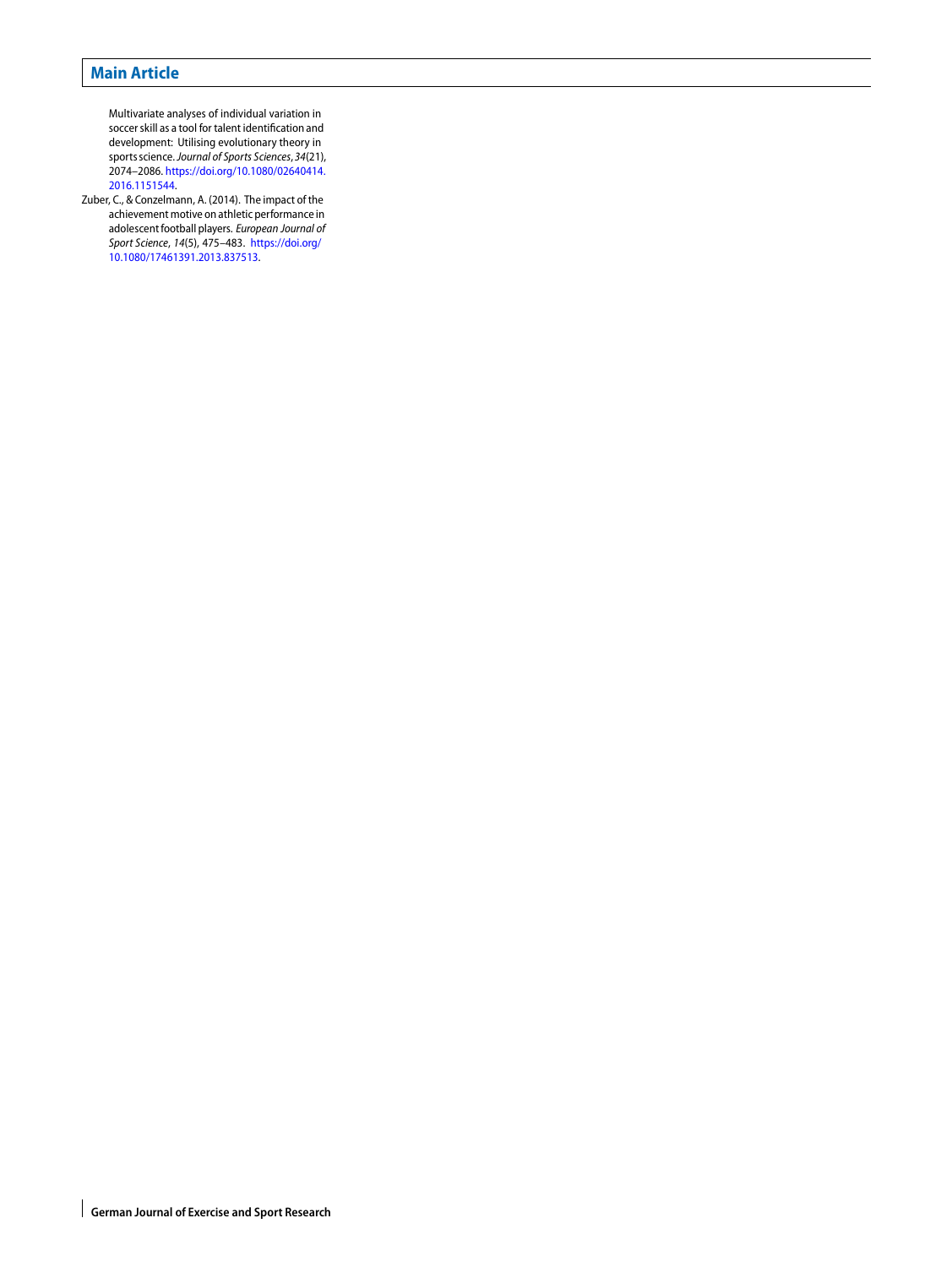Multivariate analyses of individual variation in soccer skill as a tool for talent identification and development: Utilising evolutionary theory in sports science. *Journal of Sports Sciences*, *34*(21), 2074–2086. https://doi.org/10.1080/02640414.2016.1151544.

Zuber, C., & Conzelmann, A. (2014). The impact of the achievement motive on athletic performance in adolescent football players. *European Journal of Sport Science*, *14*(5), 475–483. https://doi.org/10.1080/17461391.2013.837513.